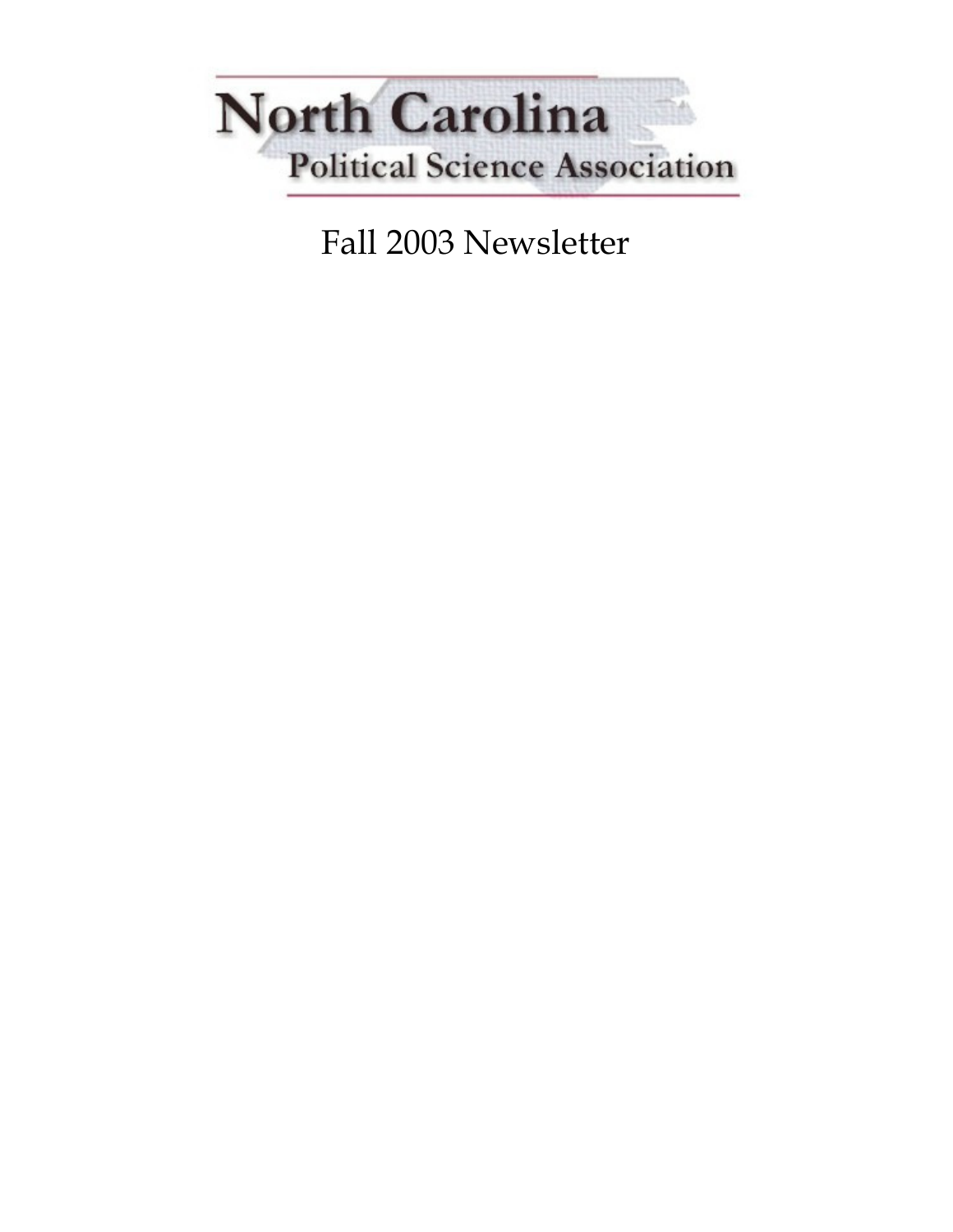# North Carolina

## Political Science Association

Fall 2003 Newsletter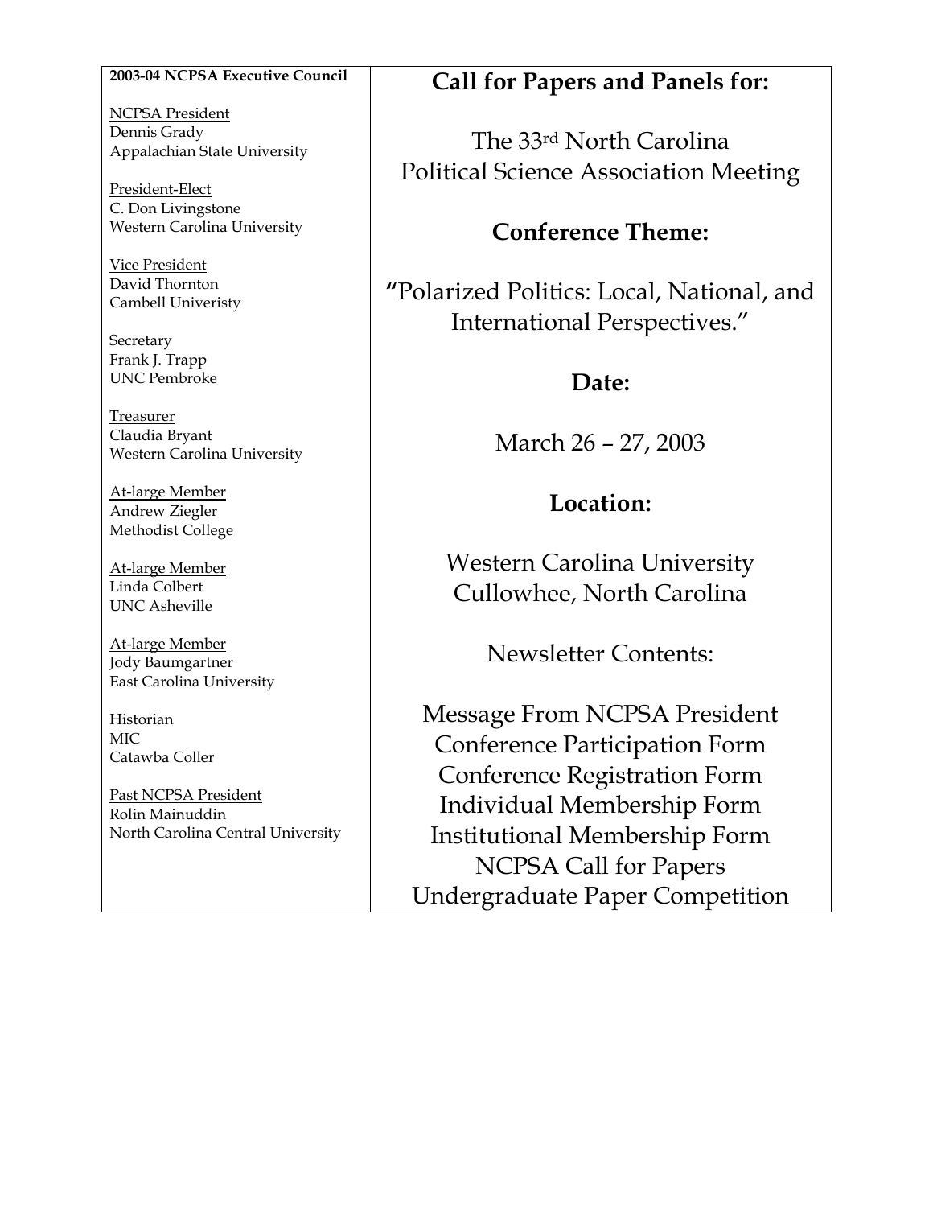**2003-04 NCPSA Executive Council**

NCPSA President
Dennis Grady
Appalachian State University

President-Elect
C. Don Livingstone
Western Carolina University

Vice President
David Thornton
Cambell Univeristy

Secretary
Frank J. Trapp
UNC Pembroke

Treasurer
Claudia Bryant
Western Carolina University

At-large Member
Andrew Ziegler
Methodist College

At-large Member
Linda Colbert
UNC Asheville

At-large Member
Jody Baumgartner
East Carolina University

Historian
MIC
Catawba Coller

Past NCPSA President
Rolin Mainuddin
North Carolina Central University

## Call for Papers and Panels for:

The 33rd North Carolina Political Science Association Meeting

## Conference Theme:

"Polarized Politics: Local, National, and International Perspectives."

## Date:

March 26 – 27, 2003

## Location:

Western Carolina University
Cullowhee, North Carolina

Newsletter Contents:

Message From NCPSA President
Conference Participation Form
Conference Registration Form
Individual Membership Form
Institutional Membership Form
NCPSA Call for Papers
Undergraduate Paper Competition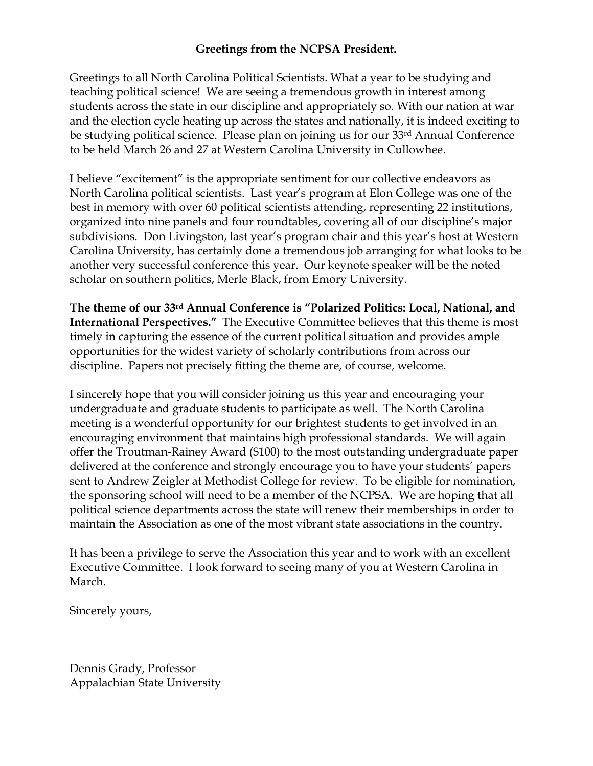## Greetings from the NCPSA President.

Greetings to all North Carolina Political Scientists. What a year to be studying and teaching political science! We are seeing a tremendous growth in interest among students across the state in our discipline and appropriately so. With our nation at war and the election cycle heating up across the states and nationally, it is indeed exciting to be studying political science. Please plan on joining us for our 33rd Annual Conference to be held March 26 and 27 at Western Carolina University in Cullowhee.

I believe "excitement" is the appropriate sentiment for our collective endeavors as North Carolina political scientists. Last year's program at Elon College was one of the best in memory with over 60 political scientists attending, representing 22 institutions, organized into nine panels and four roundtables, covering all of our discipline's major subdivisions. Don Livingston, last year's program chair and this year's host at Western Carolina University, has certainly done a tremendous job arranging for what looks to be another very successful conference this year. Our keynote speaker will be the noted scholar on southern politics, Merle Black, from Emory University.

**The theme of our 33rd Annual Conference is "Polarized Politics: Local, National, and International Perspectives."** The Executive Committee believes that this theme is most timely in capturing the essence of the current political situation and provides ample opportunities for the widest variety of scholarly contributions from across our discipline. Papers not precisely fitting the theme are, of course, welcome.

I sincerely hope that you will consider joining us this year and encouraging your undergraduate and graduate students to participate as well. The North Carolina meeting is a wonderful opportunity for our brightest students to get involved in an encouraging environment that maintains high professional standards. We will again offer the Troutman-Rainey Award ($100) to the most outstanding undergraduate paper delivered at the conference and strongly encourage you to have your students' papers sent to Andrew Zeigler at Methodist College for review. To be eligible for nomination, the sponsoring school will need to be a member of the NCPSA. We are hoping that all political science departments across the state will renew their memberships in order to maintain the Association as one of the most vibrant state associations in the country.

It has been a privilege to serve the Association this year and to work with an excellent Executive Committee. I look forward to seeing many of you at Western Carolina in March.

Sincerely yours,

Dennis Grady, Professor
Appalachian State University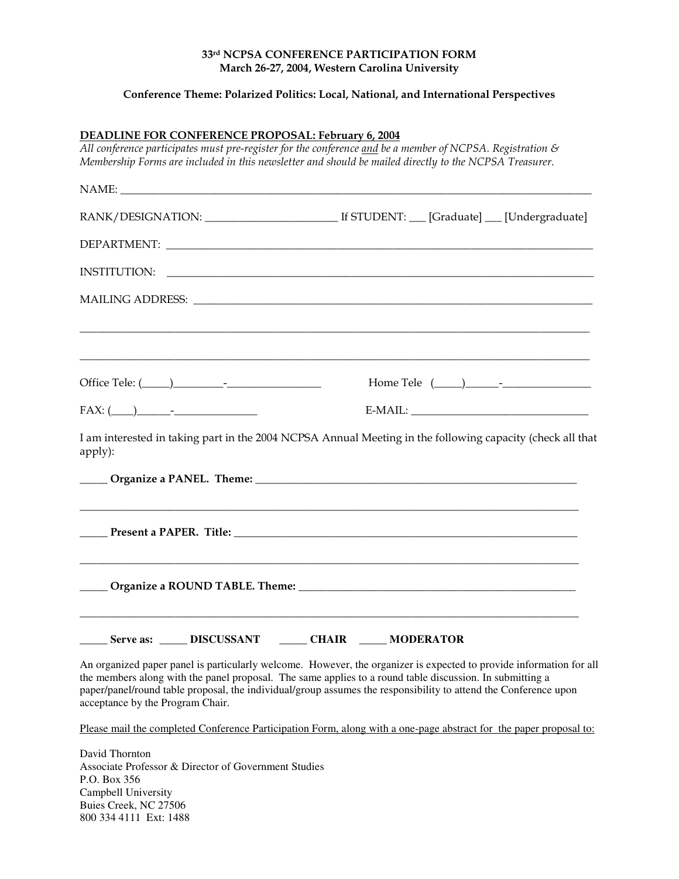**33rd NCPSA CONFERENCE PARTICIPATION FORM**
**March 26-27, 2004, Western Carolina University**

**Conference Theme: Polarized Politics: Local, National, and International Perspectives**

**DEADLINE FOR CONFERENCE PROPOSAL: February 6, 2004**

*All conference participates must pre-register for the conference and be a member of NCPSA. Registration & Membership Forms are included in this newsletter and should be mailed directly to the NCPSA Treasurer.*

NAME: ____________________________________________________________________________

RANK/DESIGNATION: ______________________ If STUDENT: ___ [Graduate] ___ [Undergraduate]

DEPARTMENT: _______________________________________________________________________

INSTITUTION: _______________________________________________________________________

MAILING ADDRESS: ___________________________________________________________________

______________________________________________________________________________________

______________________________________________________________________________________

Office Tele: (_____)_________-________________ Home Tele (_____)______-_______________

FAX: (____)______-______________ E-MAIL: _______________________________

I am interested in taking part in the 2004 NCPSA Annual Meeting in the following capacity (check all that apply):

_____ **Organize a PANEL. Theme:** _______________________________________________________

______________________________________________________________________________________

_____ **Present a PAPER. Title:** _________________________________________________________

______________________________________________________________________________________

_____ **Organize a ROUND TABLE. Theme:** ___________________________________________

______________________________________________________________________________________

_____ **Serve as:** _____ **DISCUSSANT** _____ **CHAIR** _____ **MODERATOR**

An organized paper panel is particularly welcome. However, the organizer is expected to provide information for all the members along with the panel proposal. The same applies to a round table discussion. In submitting a paper/panel/round table proposal, the individual/group assumes the responsibility to attend the Conference upon acceptance by the Program Chair.

Please mail the completed Conference Participation Form, along with a one-page abstract for the paper proposal to:

David Thornton
Associate Professor & Director of Government Studies
P.O. Box 356
Campbell University
Buies Creek, NC 27506
800 334 4111 Ext: 1488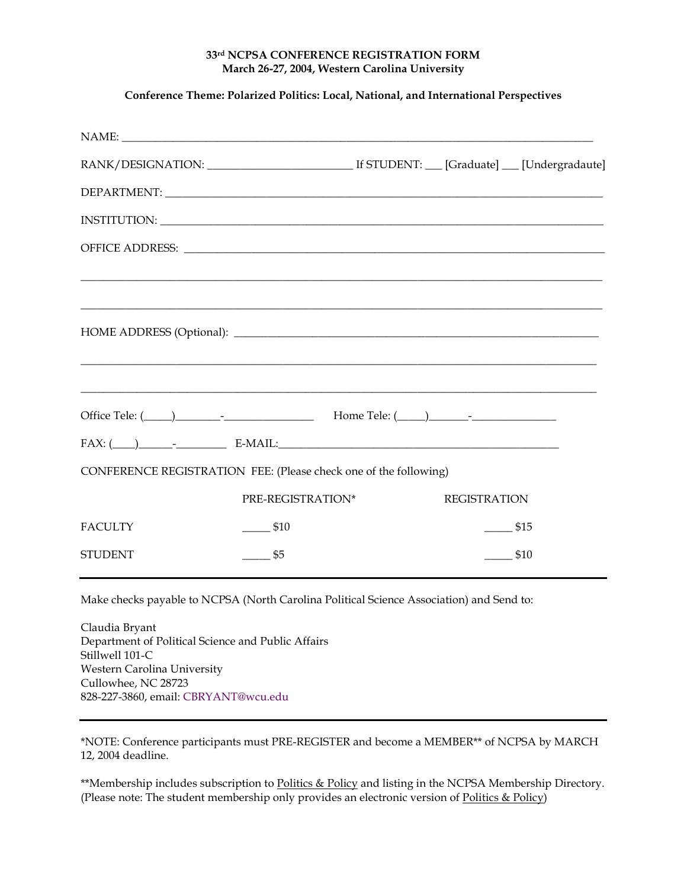**33rd NCPSA CONFERENCE REGISTRATION FORM**
**March 26-27, 2004, Western Carolina University**

**Conference Theme: Polarized Politics: Local, National, and International Perspectives**

NAME: ______________________________________________________________________________

RANK/DESIGNATION: _________________________ If STUDENT: ___ [Graduate] ___ [Undergradaute]

DEPARTMENT: ________________________________________________________________________

INSTITUTION: ________________________________________________________________________

OFFICE ADDRESS: ____________________________________________________________________

______________________________________________________________________________________

______________________________________________________________________________________

HOME ADDRESS (Optional): _____________________________________________________________

______________________________________________________________________________________

______________________________________________________________________________________

Office Tele: (_____)________-________________ Home Tele: (_____)_______-_______________

FAX: (____)______-_________ E-MAIL:__________________________________________________

CONFERENCE REGISTRATION FEE: (Please check one of the following)

| | PRE-REGISTRATION* | REGISTRATION |
|---|---|---|
| FACULTY | _____ $10 | _____ $15 |
| STUDENT | _____ $5 | _____ $10 |

---

Make checks payable to NCPSA (North Carolina Political Science Association) and Send to:

Claudia Bryant
Department of Political Science and Public Affairs
Stillwell 101-C
Western Carolina University
Cullowhee, NC 28723
828-227-3860, email: CBRYANT@wcu.edu

---

*NOTE: Conference participants must PRE-REGISTER and become a MEMBER** of NCPSA by MARCH 12, 2004 deadline.

**Membership includes subscription to Politics & Policy and listing in the NCPSA Membership Directory. (Please note: The student membership only provides an electronic version of Politics & Policy)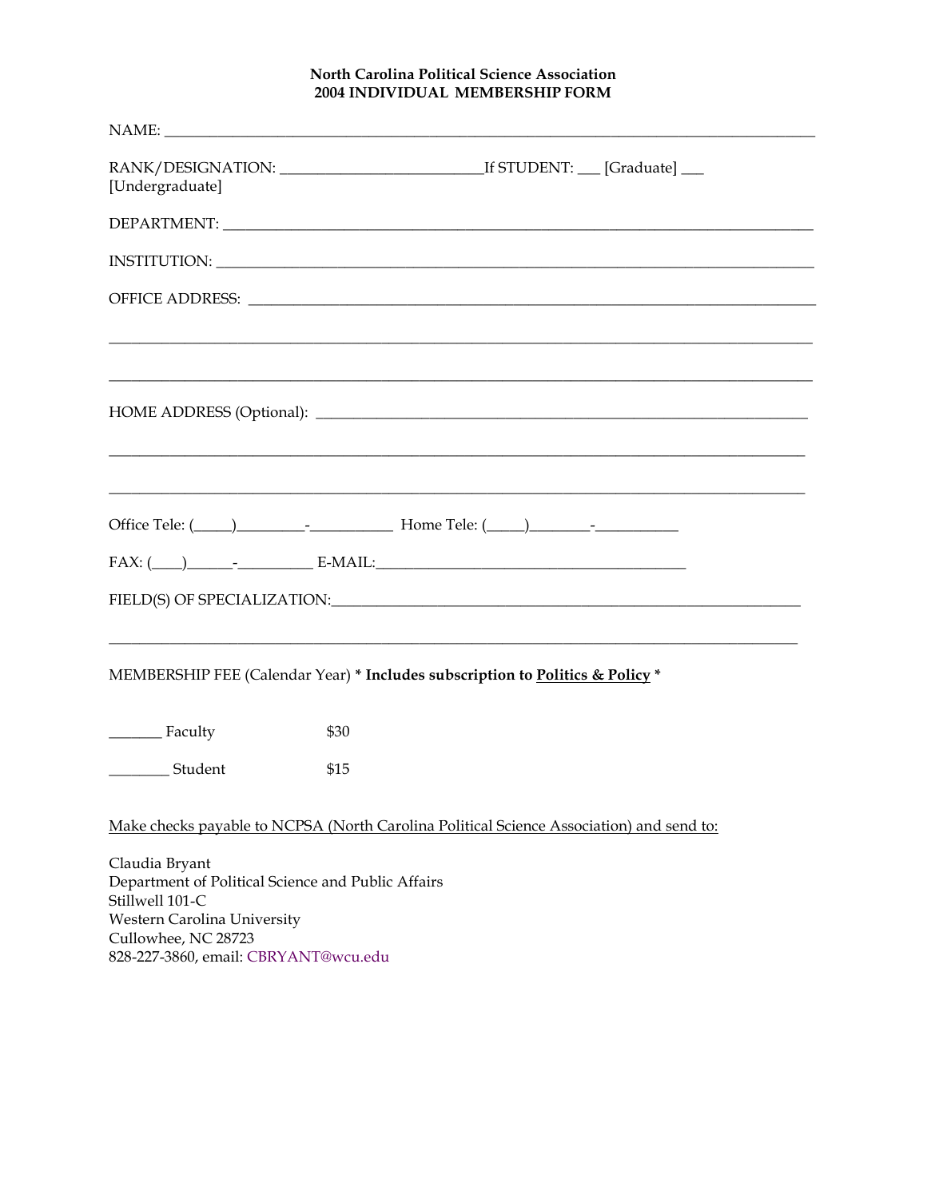**North Carolina Political Science Association**
**2004 INDIVIDUAL MEMBERSHIP FORM**

NAME: ______________________________________________________________________________

RANK/DESIGNATION: __________________________If STUDENT: ___ [Graduate] ___ [Undergraduate]

DEPARTMENT: ________________________________________________________________________

INSTITUTION: ________________________________________________________________________

OFFICE ADDRESS: ____________________________________________________________________

______________________________________________________________________________________

______________________________________________________________________________________

HOME ADDRESS (Optional): ____________________________________________________________

______________________________________________________________________________________

______________________________________________________________________________________

Office Tele: (_____)_________-___________ Home Tele: (_____)________-___________

FAX: (____)______-__________ E-MAIL:_________________________________________

FIELD(S) OF SPECIALIZATION:___________________________________________________________

______________________________________________________________________________________

MEMBERSHIP FEE (Calendar Year) **\* Includes subscription to <u>Politics & Policy</u> \***

_______ Faculty $30

________ Student $15

<u>Make checks payable to NCPSA (North Carolina Political Science Association) and send to:</u>

Claudia Bryant
Department of Political Science and Public Affairs
Stillwell 101-C
Western Carolina University
Cullowhee, NC 28723
828-227-3860, email: CBRYANT@wcu.edu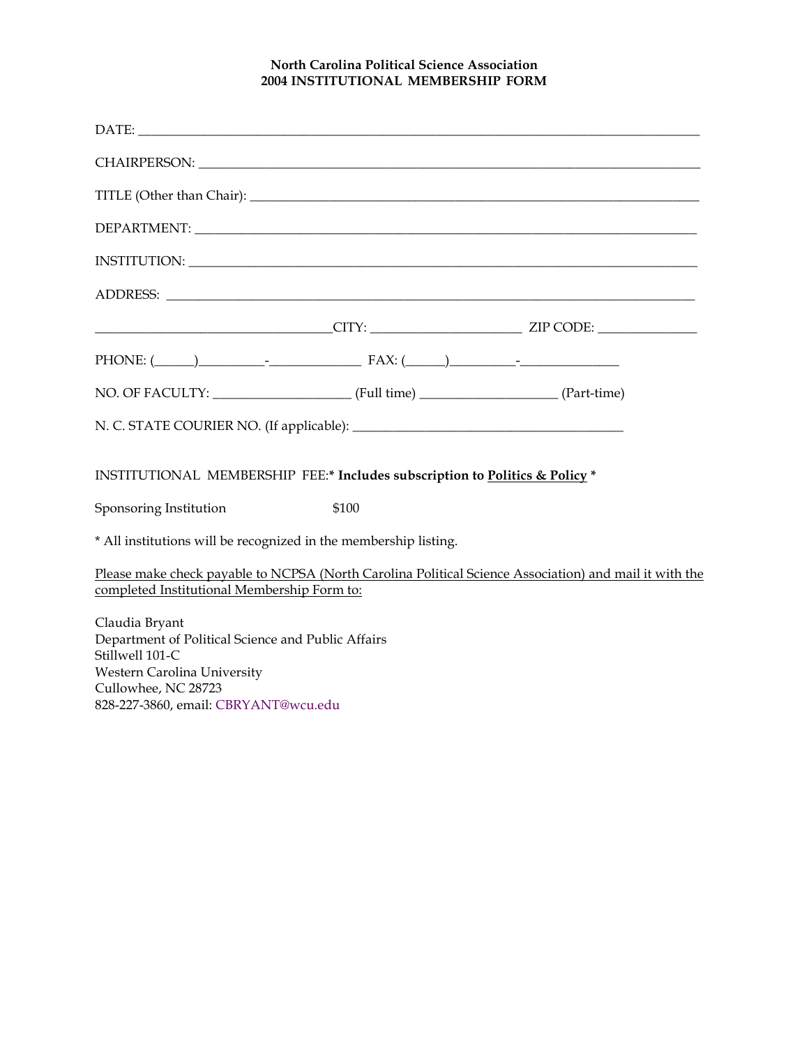**North Carolina Political Science Association**
**2004 INSTITUTIONAL MEMBERSHIP FORM**

DATE: ______________________________________________________________________________

CHAIRPERSON: ______________________________________________________________________

TITLE (Other than Chair): ____________________________________________________________

DEPARTMENT: ______________________________________________________________________

INSTITUTION: ______________________________________________________________________

ADDRESS: _________________________________________________________________________

___________________________________CITY: ______________________ ZIP CODE: _______________

PHONE: (______)__________-______________ FAX: (______)__________-_______________

NO. OF FACULTY: ____________________ (Full time) ____________________ (Part-time)

N. C. STATE COURIER NO. (If applicable): ________________________________________

INSTITUTIONAL MEMBERSHIP FEE:* **Includes subscription to <u>Politics & Policy</u> ***

Sponsoring Institution $100

* All institutions will be recognized in the membership listing.

<u>Please make check payable to NCPSA (North Carolina Political Science Association) and mail it with the completed Institutional Membership Form to:</u>

Claudia Bryant
Department of Political Science and Public Affairs
Stillwell 101-C
Western Carolina University
Cullowhee, NC 28723
828-227-3860, email: CBRYANT@wcu.edu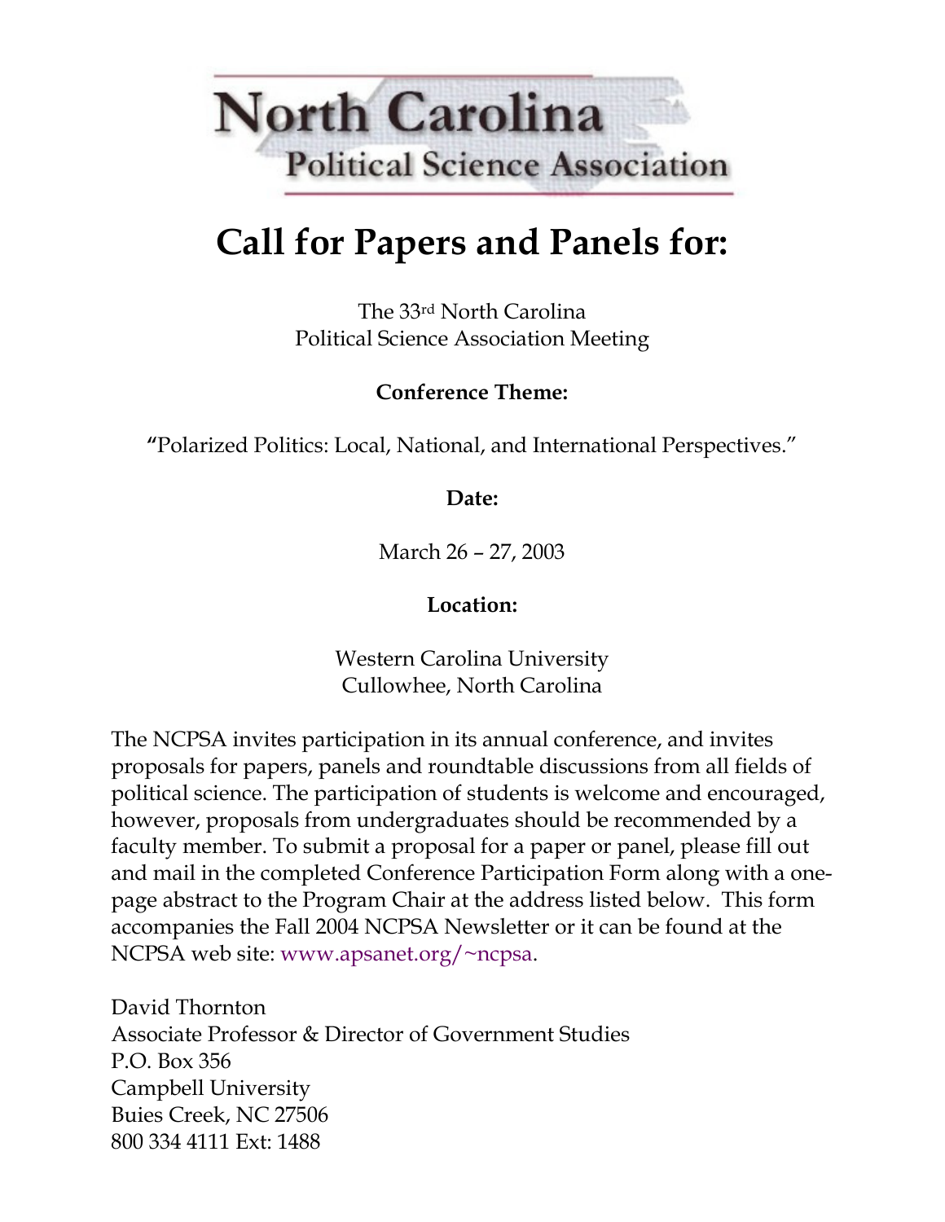# North Carolina Political Science Association

# Call for Papers and Panels for:

The 33rd North Carolina
Political Science Association Meeting

**Conference Theme:**

**"**Polarized Politics: Local, National, and International Perspectives."

**Date:**

March 26 – 27, 2003

**Location:**

Western Carolina University
Cullowhee, North Carolina

The NCPSA invites participation in its annual conference, and invites proposals for papers, panels and roundtable discussions from all fields of political science. The participation of students is welcome and encouraged, however, proposals from undergraduates should be recommended by a faculty member. To submit a proposal for a paper or panel, please fill out and mail in the completed Conference Participation Form along with a one-page abstract to the Program Chair at the address listed below. This form accompanies the Fall 2004 NCPSA Newsletter or it can be found at the NCPSA web site: www.apsanet.org/~ncpsa.

David Thornton
Associate Professor & Director of Government Studies
P.O. Box 356
Campbell University
Buies Creek, NC 27506
800 334 4111 Ext: 1488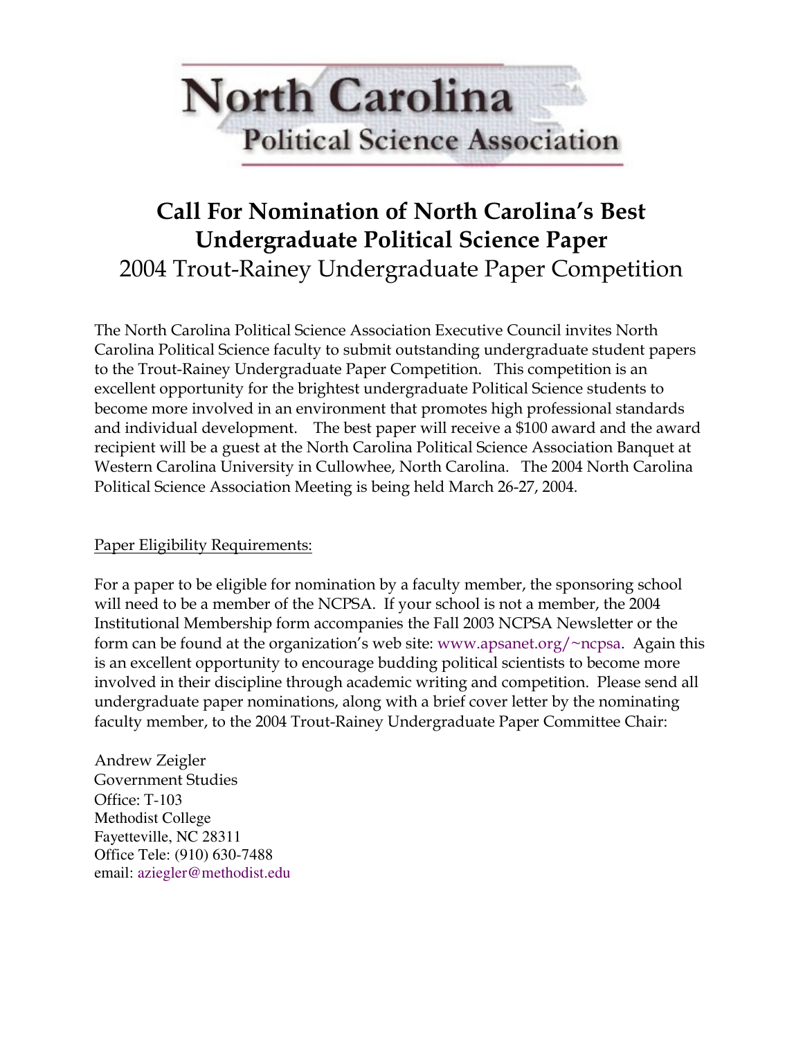# North Carolina Political Science Association

## Call For Nomination of North Carolina's Best Undergraduate Political Science Paper

2004 Trout-Rainey Undergraduate Paper Competition

The North Carolina Political Science Association Executive Council invites North Carolina Political Science faculty to submit outstanding undergraduate student papers to the Trout-Rainey Undergraduate Paper Competition. This competition is an excellent opportunity for the brightest undergraduate Political Science students to become more involved in an environment that promotes high professional standards and individual development. The best paper will receive a $100 award and the award recipient will be a guest at the North Carolina Political Science Association Banquet at Western Carolina University in Cullowhee, North Carolina. The 2004 North Carolina Political Science Association Meeting is being held March 26-27, 2004.

Paper Eligibility Requirements:

For a paper to be eligible for nomination by a faculty member, the sponsoring school will need to be a member of the NCPSA. If your school is not a member, the 2004 Institutional Membership form accompanies the Fall 2003 NCPSA Newsletter or the form can be found at the organization's web site: www.apsanet.org/~ncpsa. Again this is an excellent opportunity to encourage budding political scientists to become more involved in their discipline through academic writing and competition. Please send all undergraduate paper nominations, along with a brief cover letter by the nominating faculty member, to the 2004 Trout-Rainey Undergraduate Paper Committee Chair:

Andrew Zeigler  
Government Studies  
Office: T-103  
Methodist College  
Fayetteville, NC 28311  
Office Tele: (910) 630-7488  
email: aziegler@methodist.edu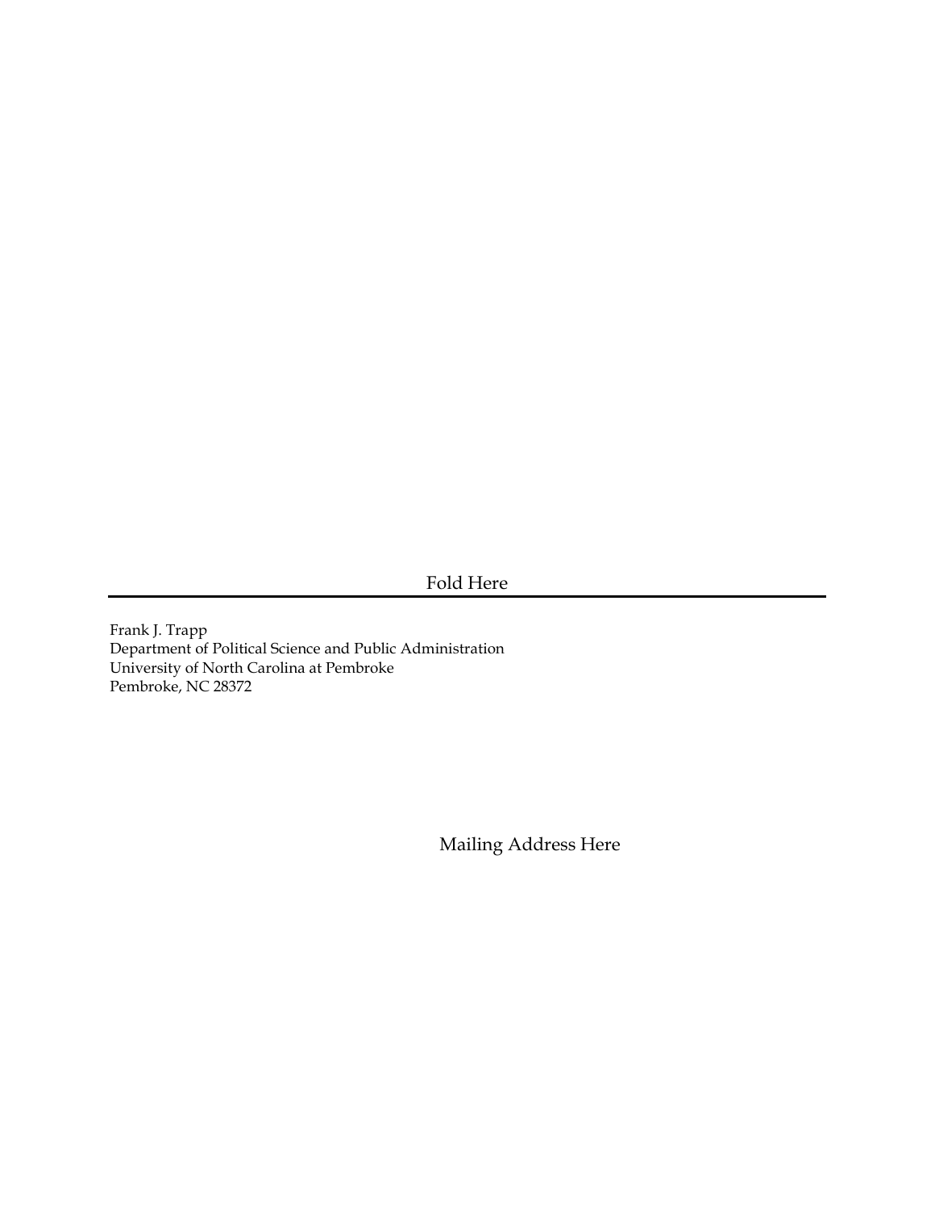Fold Here

---

Frank J. Trapp
Department of Political Science and Public Administration
University of North Carolina at Pembroke
Pembroke, NC 28372

Mailing Address Here